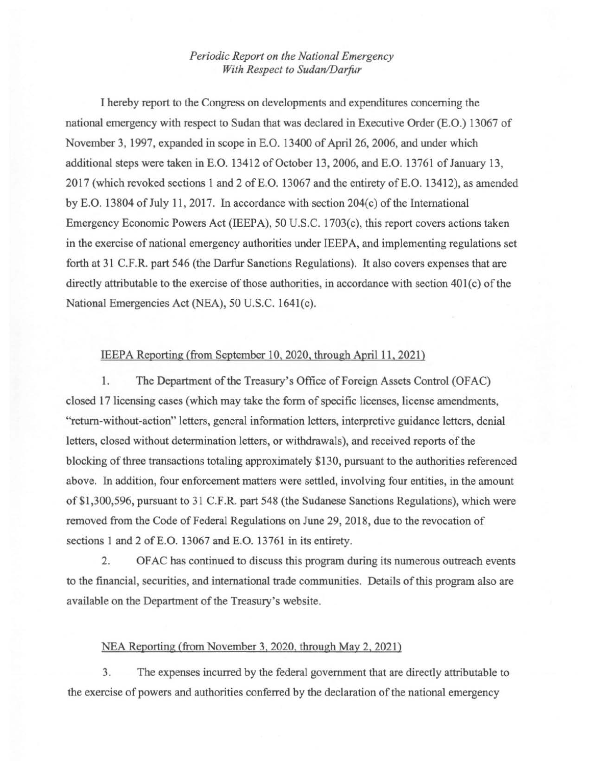*Periodic Report on the National Emergency With Respect to Sudan/Darfur*

I hereby report to the Congress on developments and expenditures concerning the national emergency with respect to Sudan that was declared in Executive Order (E.O.) 13067 of November 3, 1997, expanded in scope in E.O. 13400 of April 26, 2006, and under which additional steps were taken in E.O. 13412 of October 13, 2006, and E.O. 13761 of January 13, 2017 (which revoked sections 1 and 2 of E.O. 13067 and the entirety of E.O. 13412), as amended by E.O. 13804 of July 11, 2017. In accordance with section 204(c) of the International Emergency Economic Powers Act (IEEPA), 50 U.S.C. 1703(c), this report covers actions taken in the exercise of national emergency authorities under IEEPA, and implementing regulations set forth at 31 C.F.R. part 546 (the Darfur Sanctions Regulations). It also covers expenses that are directly attributable to the exercise of those authorities, in accordance with section 401(c) of the National Emergencies Act (NEA), 50 U.S.C. 1641(c).

IEEPA Reporting (from September 10, 2020, through April 11, 2021)

1. The Department of the Treasury's Office of Foreign Assets Control (OFAC) closed 17 licensing cases (which may take the form of specific licenses, license amendments, "return-without-action" letters, general information letters, interpretive guidance letters, denial letters, closed without determination letters, or withdrawals), and received reports of the blocking of three transactions totaling approximately $130, pursuant to the authorities referenced above. In addition, four enforcement matters were settled, involving four entities, in the amount of $1,300,596, pursuant to 31 C.F.R. part 548 (the Sudanese Sanctions Regulations), which were removed from the Code of Federal Regulations on June 29, 2018, due to the revocation of sections 1 and 2 of E.O. 13067 and E.O. 13761 in its entirety.

2. OFAC has continued to discuss this program during its numerous outreach events to the financial, securities, and international trade communities. Details of this program also are available on the Department of the Treasury's website.

NEA Reporting (from November 3, 2020, through May 2, 2021)

3. The expenses incurred by the federal government that are directly attributable to the exercise of powers and authorities conferred by the declaration of the national emergency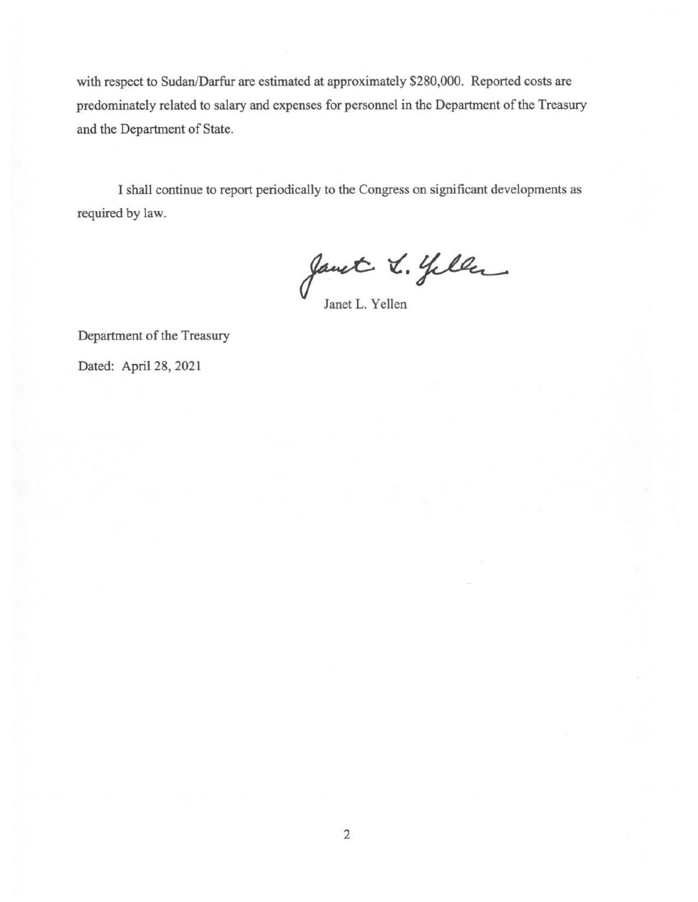with respect to Sudan/Darfur are estimated at approximately $280,000. Reported costs are predominately related to salary and expenses for personnel in the Department of the Treasury and the Department of State.

I shall continue to report periodically to the Congress on significant developments as required by law.

Janet L. Yellen

Department of the Treasury

Dated: April 28, 2021